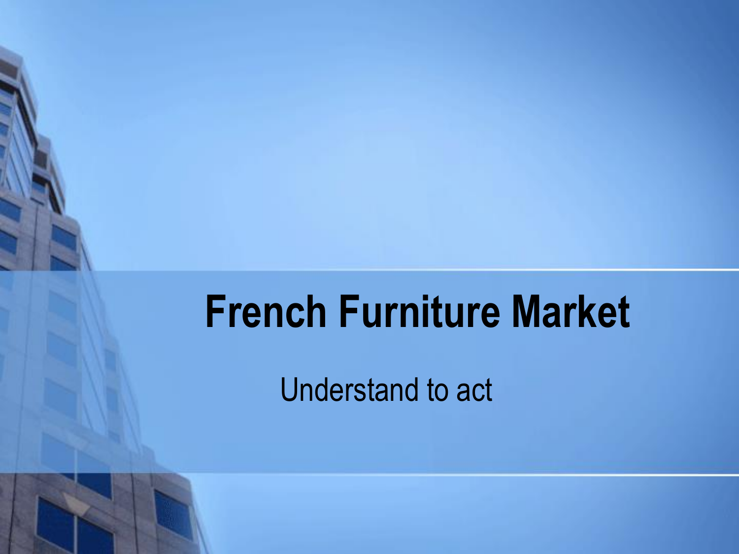# French Furniture Market

Understand to act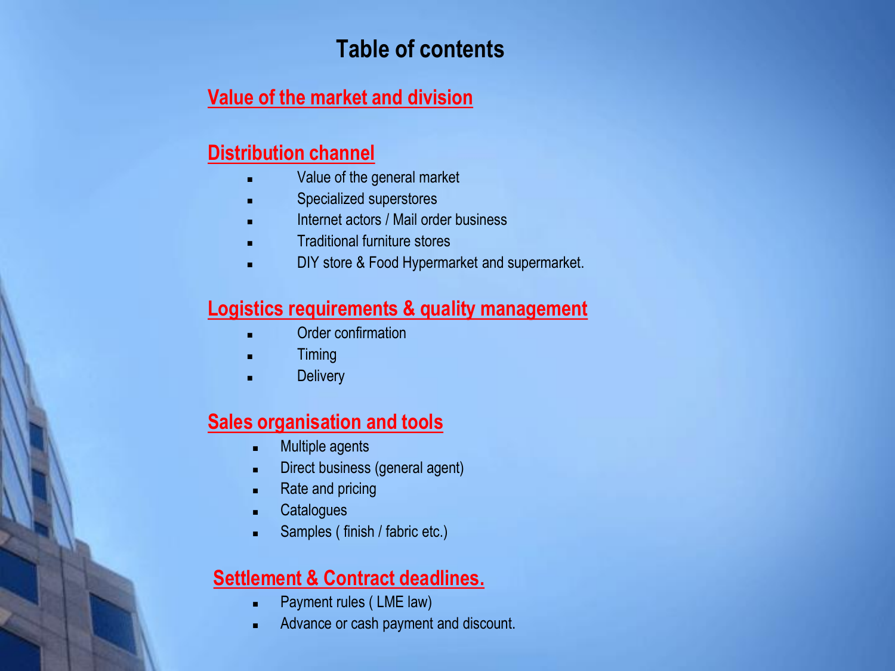# Table of contents

## Value of the market and division

## Distribution channel

- Value of the general market
- Specialized superstores
- Internet actors / Mail order business
- Traditional furniture stores
- DIY store & Food Hypermarket and supermarket.

## Logistics requirements & quality management

- Order confirmation
- Timing
- Delivery

## Sales organisation and tools

- Multiple agents
- Direct business (general agent)
- Rate and pricing
- Catalogues
- Samples ( finish / fabric etc.)

## Settlement & Contract deadlines.

- Payment rules ( LME law)
- Advance or cash payment and discount.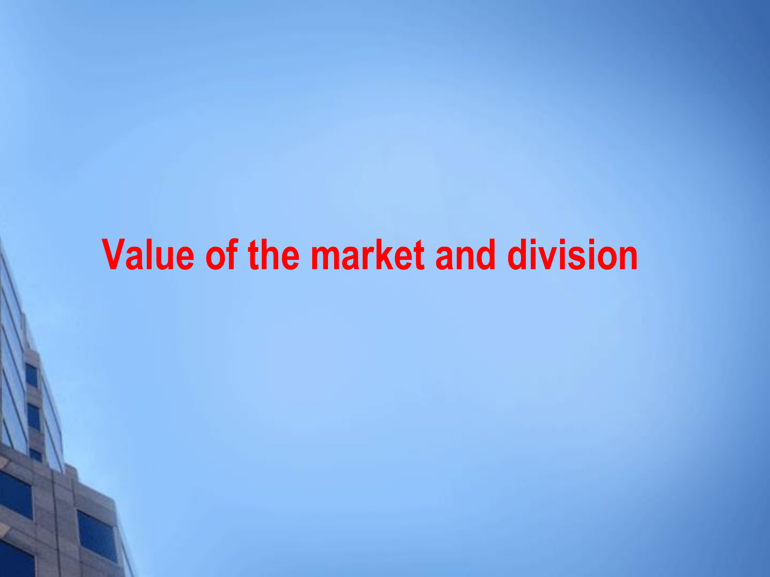# Value of the market and division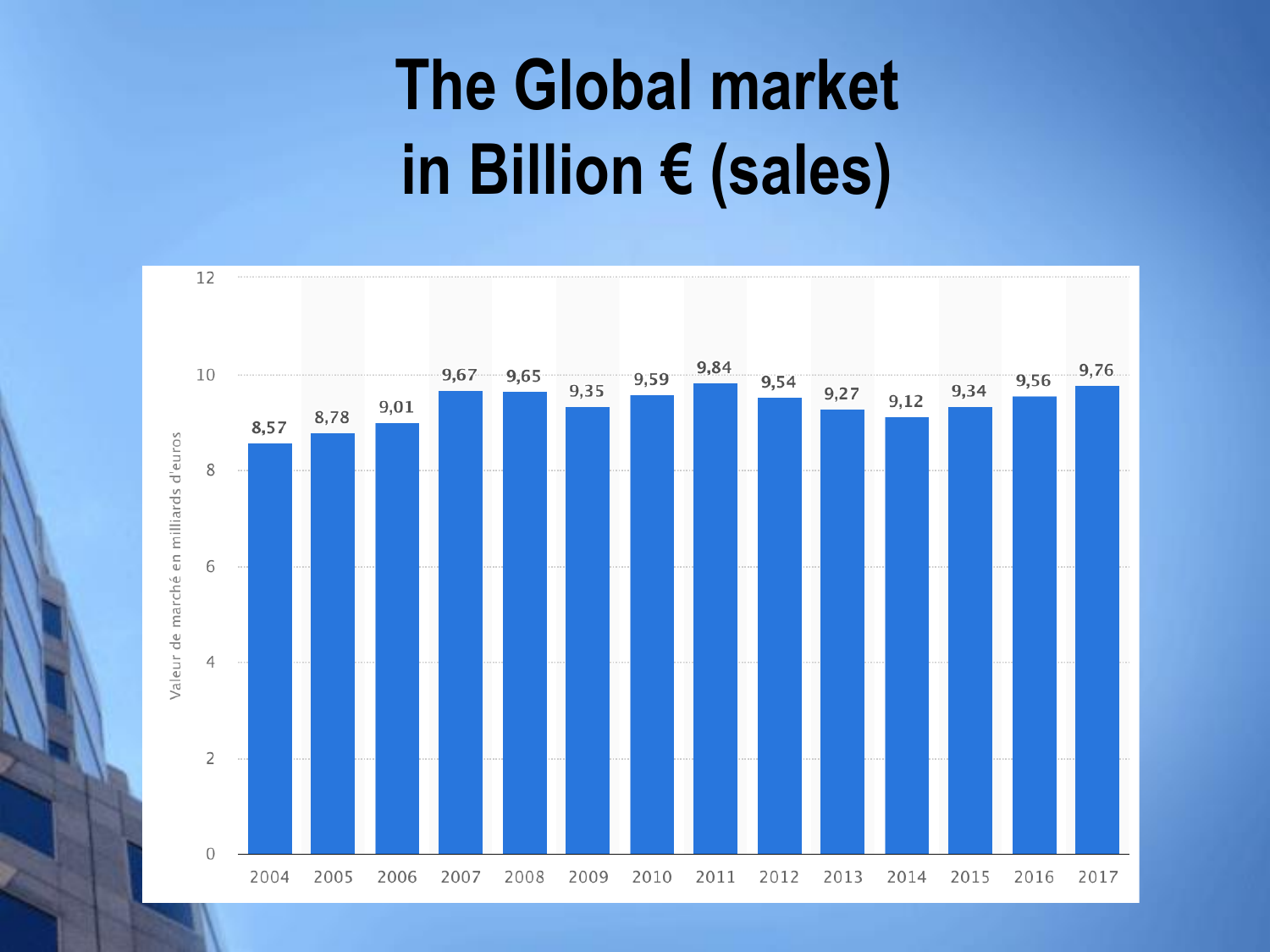# The Global market in Billion € (sales)

| Year | Valeur de marché en milliards d'euros |
|---|---|
| 2004 | 8,57 |
| 2005 | 8,78 |
| 2006 | 9,01 |
| 2007 | 9,67 |
| 2008 | 9,65 |
| 2009 | 9,35 |
| 2010 | 9,59 |
| 2011 | 9,84 |
| 2012 | 9,54 |
| 2013 | 9,27 |
| 2014 | 9,12 |
| 2015 | 9,34 |
| 2016 | 9,56 |
| 2017 | 9,76 |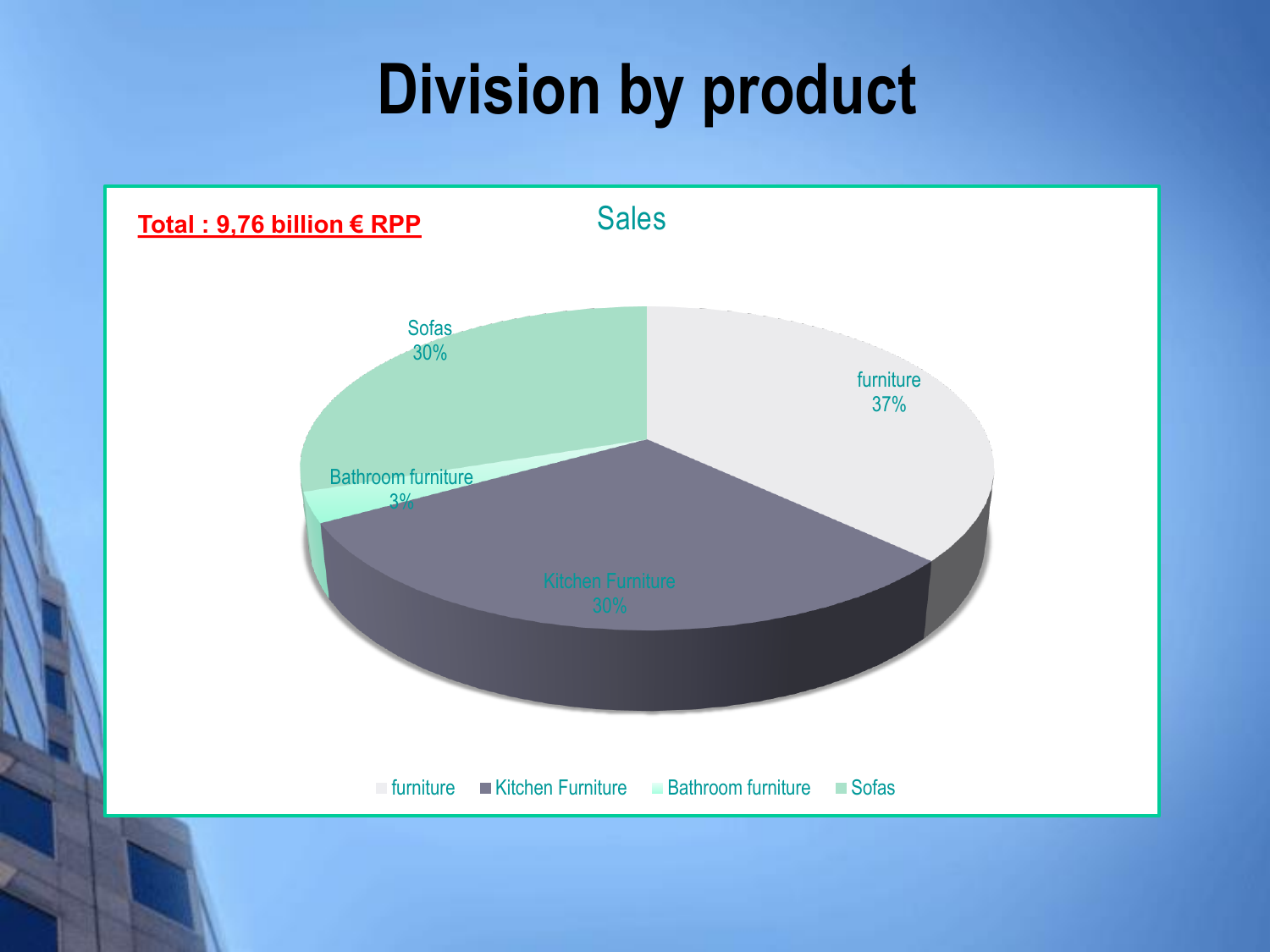# Division by product

**Total : 9,76 billion € RPP**

Sales

| Product | Share |
|---|---|
| furniture | 37% |
| Kitchen Furniture | 30% |
| Bathroom furniture | 3% |
| Sofas | 30% |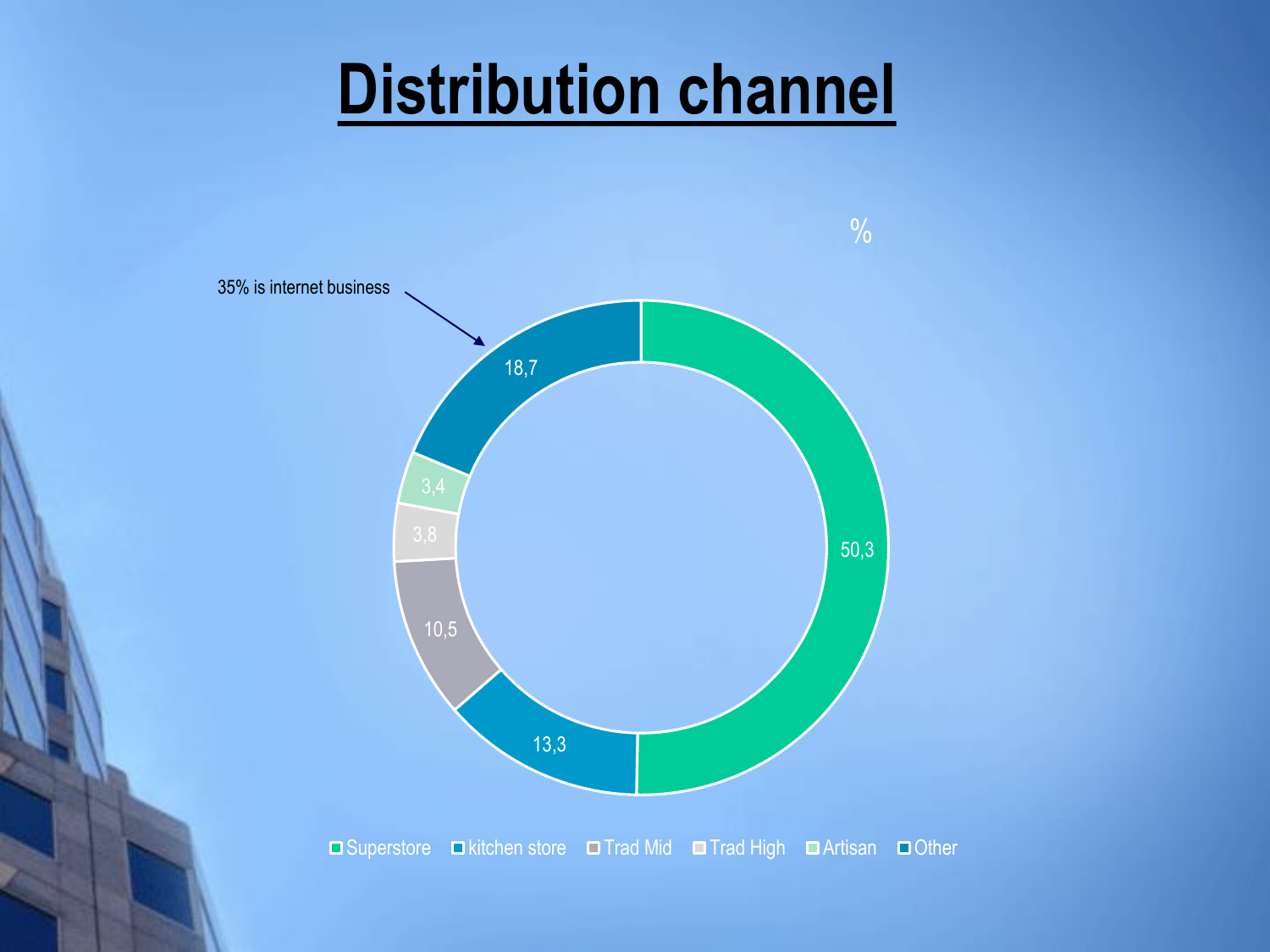# Distribution channel

%

35% is internet business

| Channel | % |
|---|---|
| Superstore | 50,3 |
| kitchen store | 13,3 |
| Trad Mid | 10,5 |
| Trad High | 3,8 |
| Artisan | 3,4 |
| Other | 18,7 |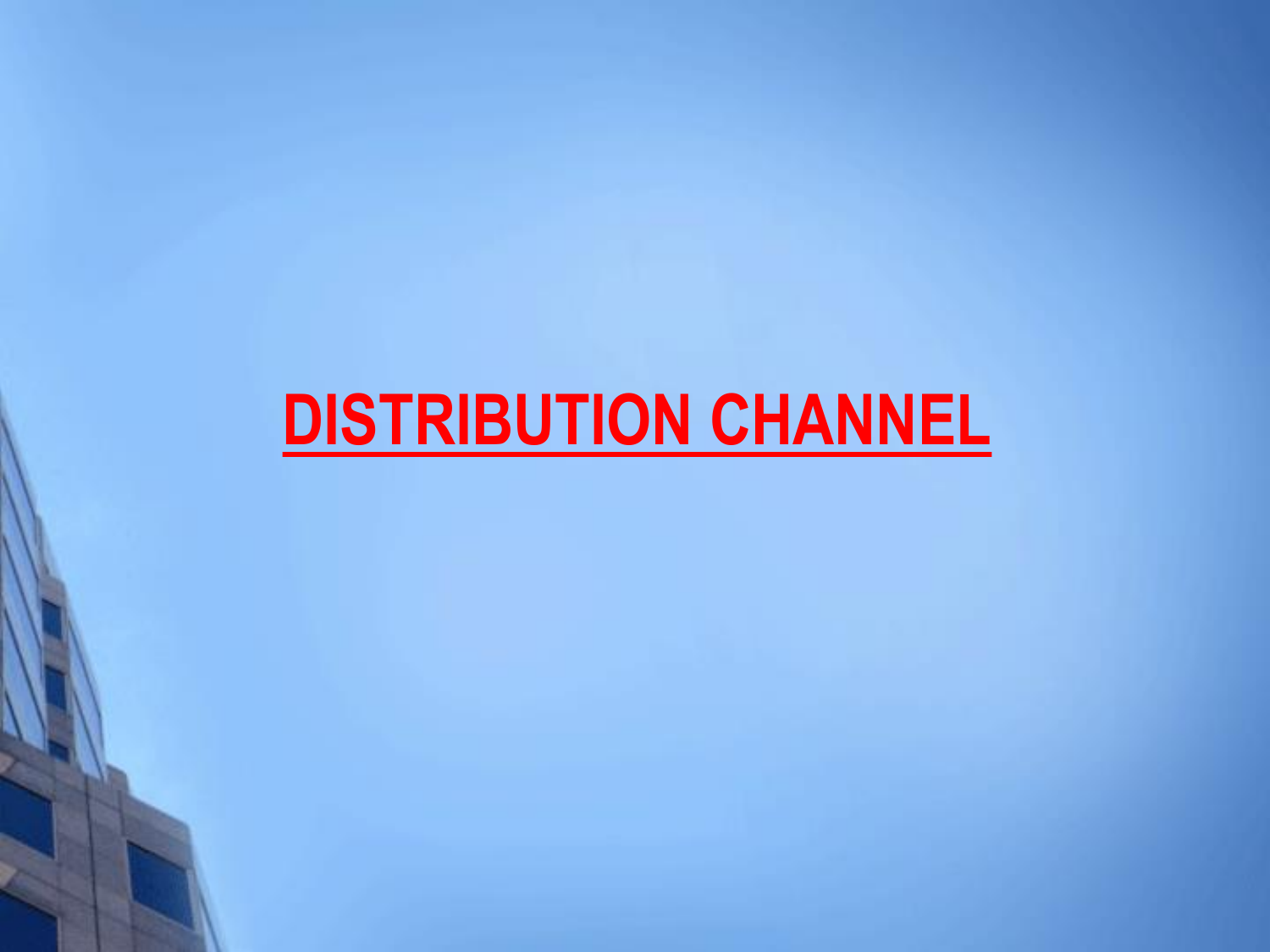# DISTRIBUTION CHANNEL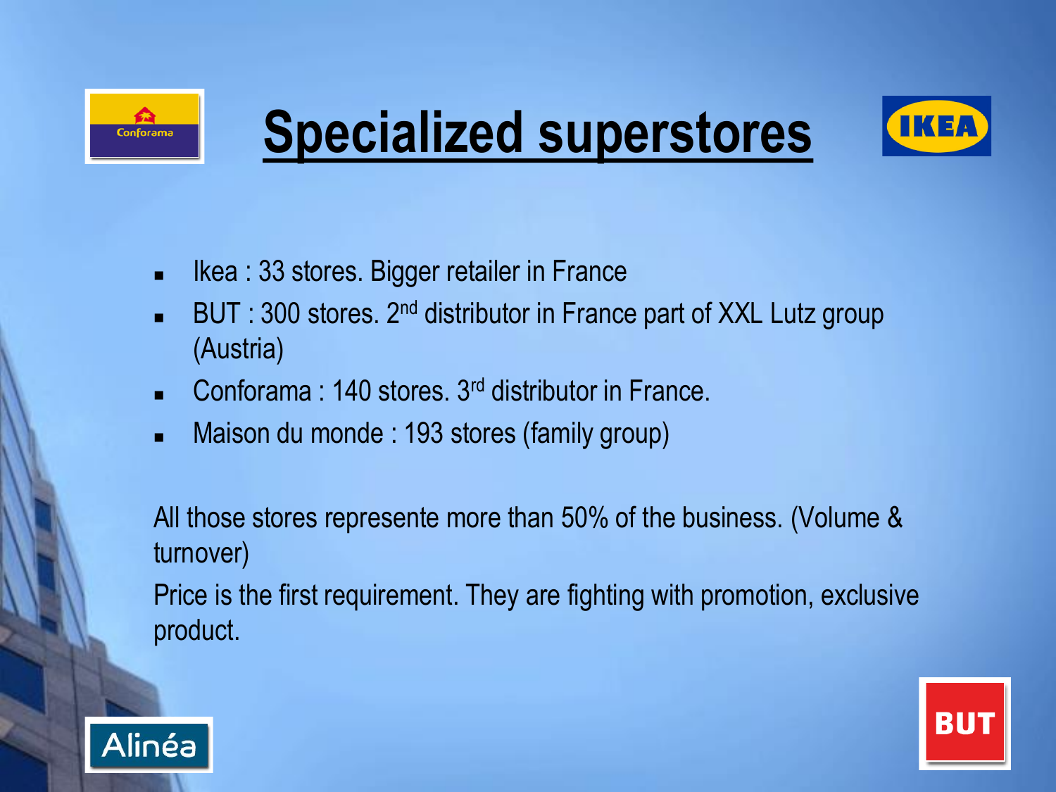# Specialized superstores

- Ikea : 33 stores. Bigger retailer in France
- BUT : 300 stores. 2nd distributor in France part of XXL Lutz group (Austria)
- Conforama : 140 stores. 3rd distributor in France.
- Maison du monde : 193 stores (family group)

All those stores represente more than 50% of the business. (Volume & turnover)

Price is the first requirement. They are fighting with promotion, exclusive product.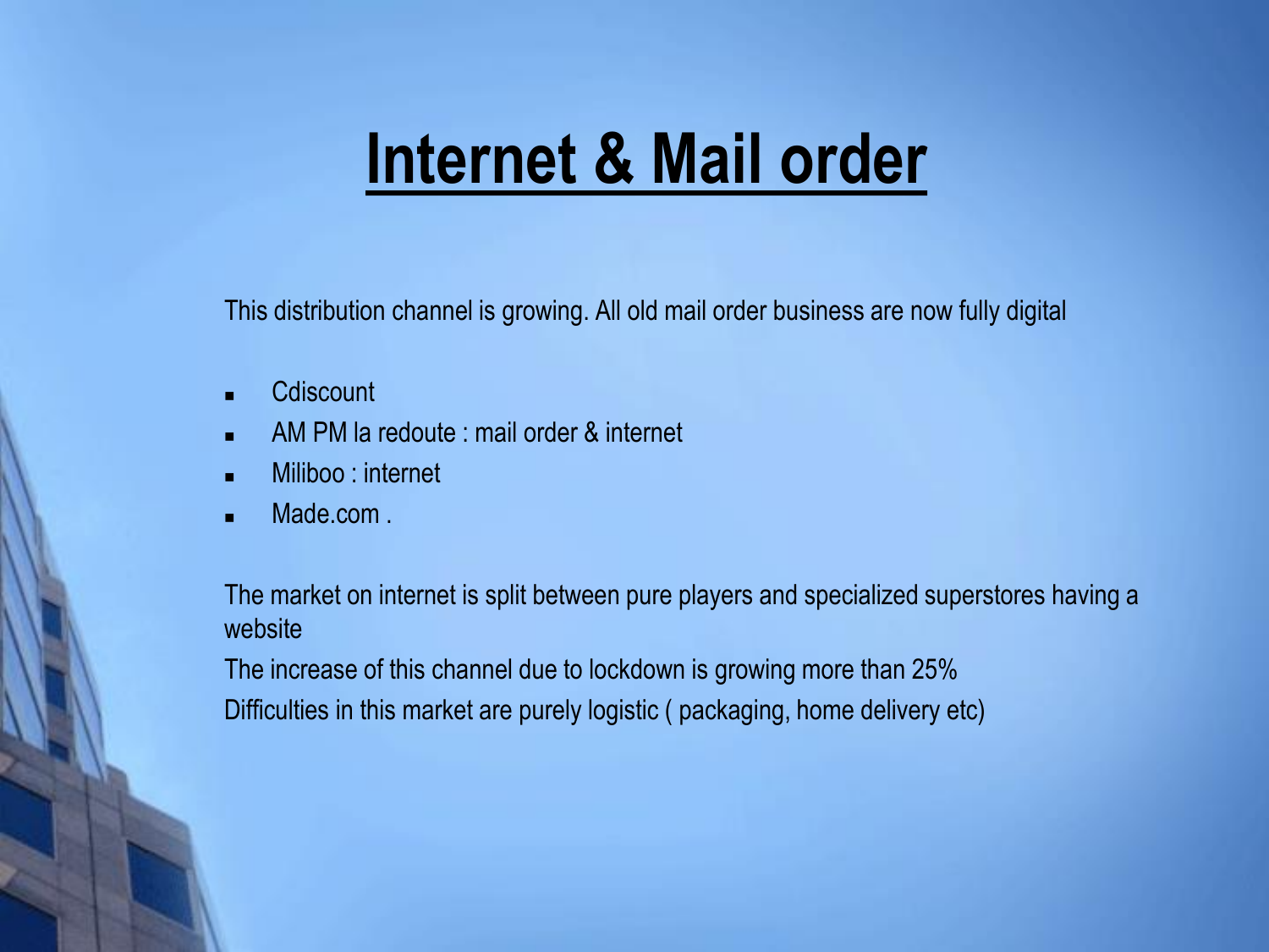# Internet & Mail order

This distribution channel is growing. All old mail order business are now fully digital

- Cdiscount
- AM PM la redoute : mail order & internet
- Miliboo : internet
- Made.com .

The market on internet is split between pure players and specialized superstores having a website

The increase of this channel due to lockdown is growing more than 25%

Difficulties in this market are purely logistic ( packaging, home delivery etc)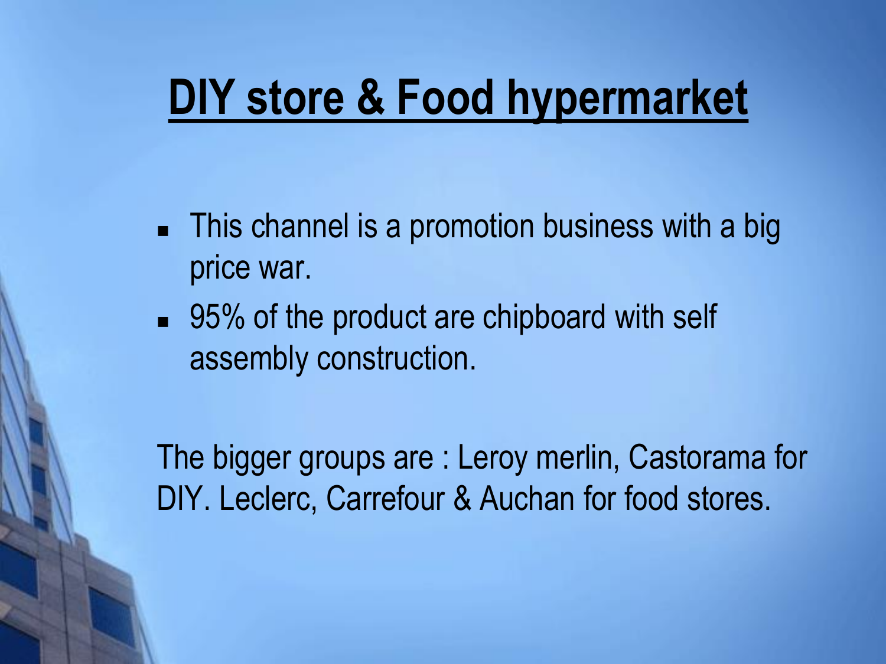# DIY store & Food hypermarket

- This channel is a promotion business with a big price war.
- 95% of the product are chipboard with self assembly construction.

The bigger groups are : Leroy merlin, Castorama for DIY. Leclerc, Carrefour & Auchan for food stores.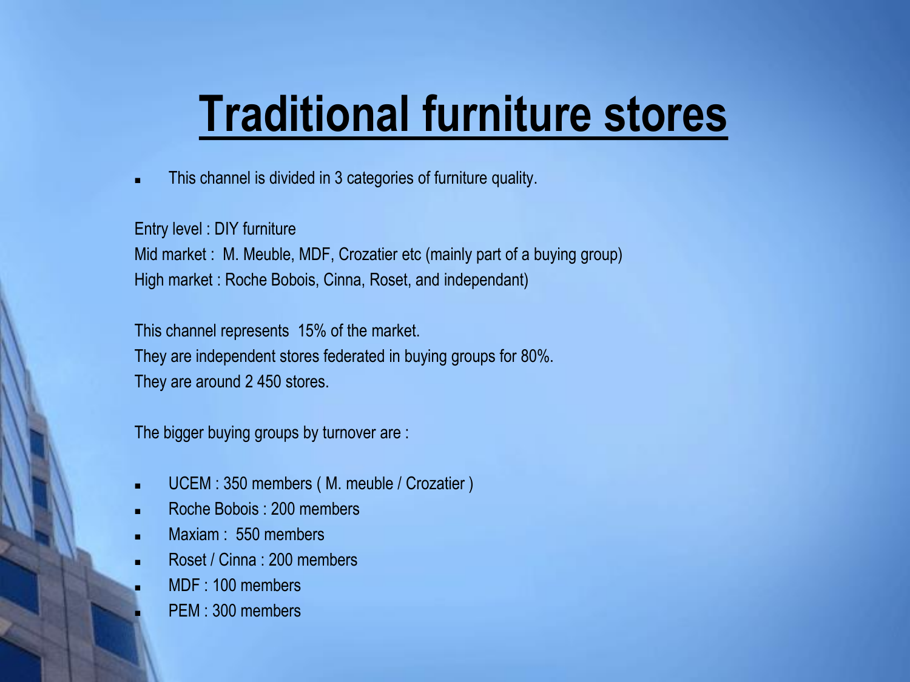# Traditional furniture stores

- This channel is divided in 3 categories of furniture quality.

Entry level : DIY furniture
Mid market : M. Meuble, MDF, Crozatier etc (mainly part of a buying group)
High market : Roche Bobois, Cinna, Roset, and independant)

This channel represents 15% of the market.
They are independent stores federated in buying groups for 80%.
They are around 2 450 stores.

The bigger buying groups by turnover are :

- UCEM : 350 members ( M. meuble / Crozatier )
- Roche Bobois : 200 members
- Maxiam : 550 members
- Roset / Cinna : 200 members
- MDF : 100 members
- PEM : 300 members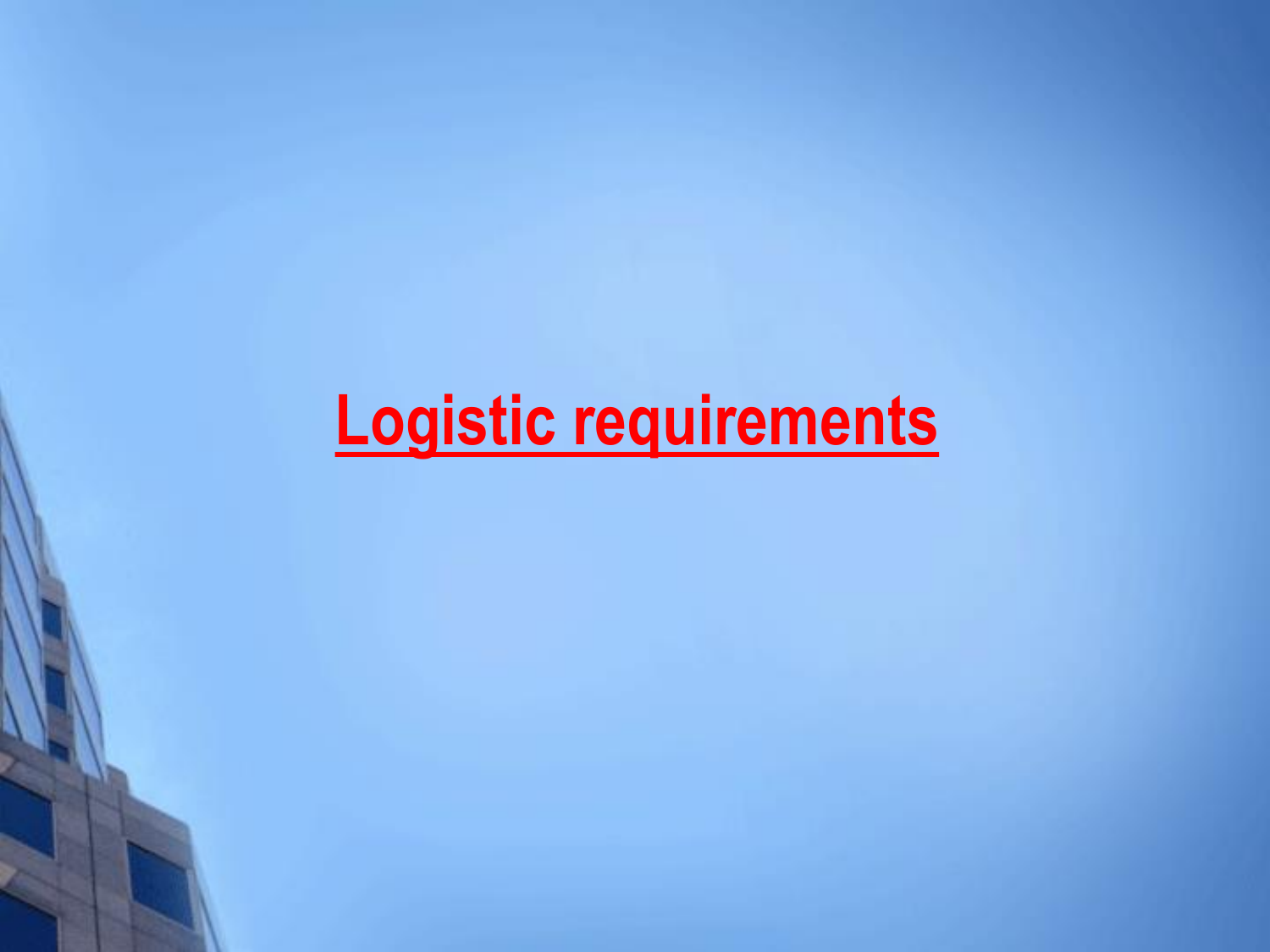# Logistic requirements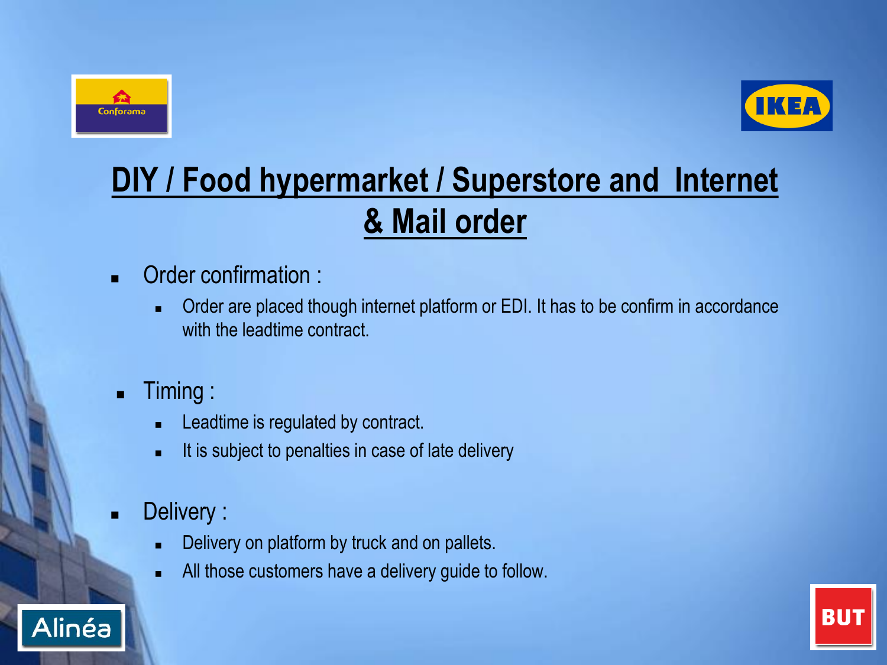# DIY / Food hypermarket / Superstore and Internet & Mail order

- Order confirmation :
  - Order are placed though internet platform or EDI. It has to be confirm in accordance with the leadtime contract.

- Timing :
  - Leadtime is regulated by contract.
  - It is subject to penalties in case of late delivery

- Delivery :
  - Delivery on platform by truck and on pallets.
  - All those customers have a delivery guide to follow.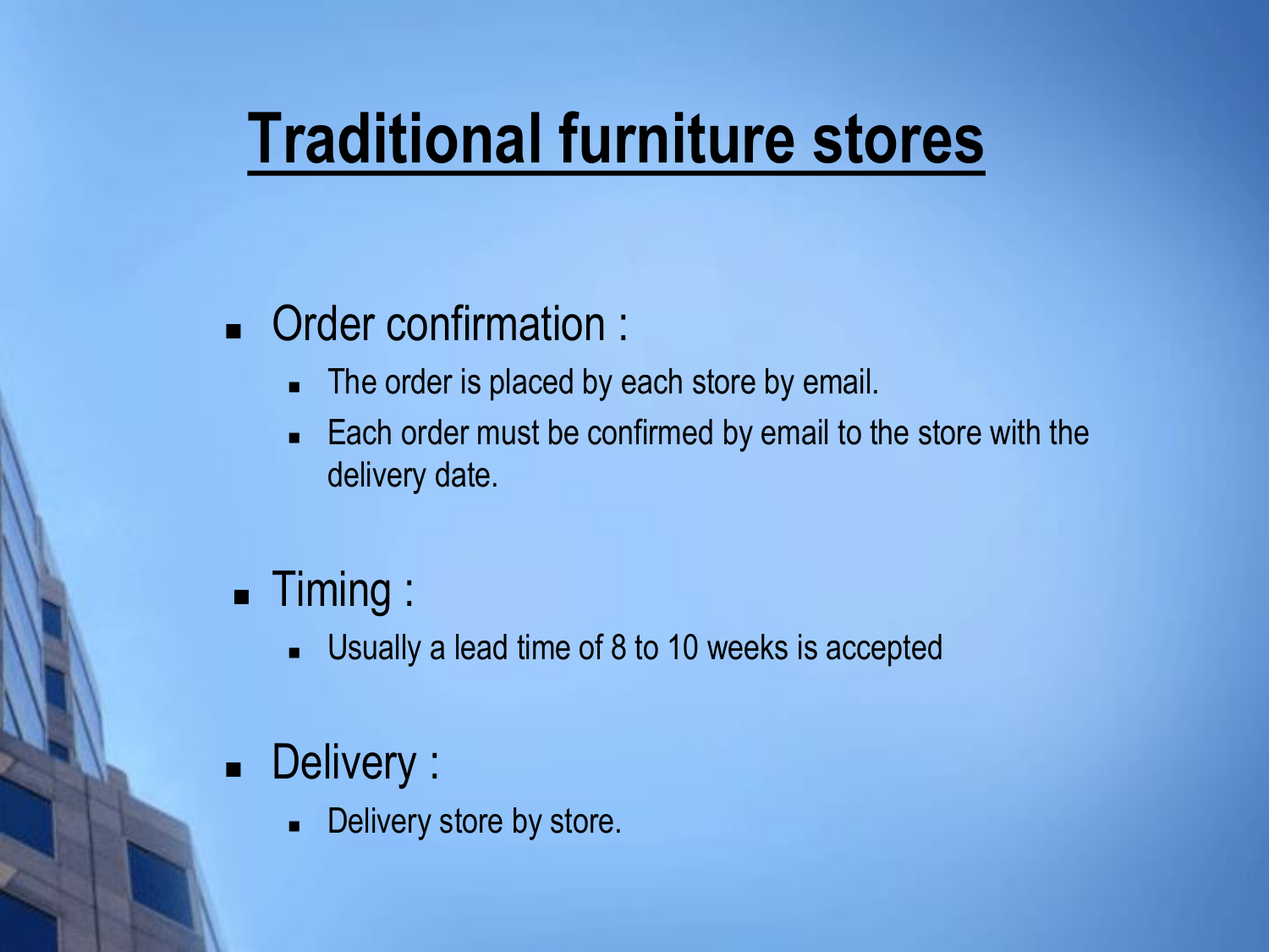# Traditional furniture stores

- Order confirmation :
  - The order is placed by each store by email.
  - Each order must be confirmed by email to the store with the delivery date.
- Timing :
  - Usually a lead time of 8 to 10 weeks is accepted
- Delivery :
  - Delivery store by store.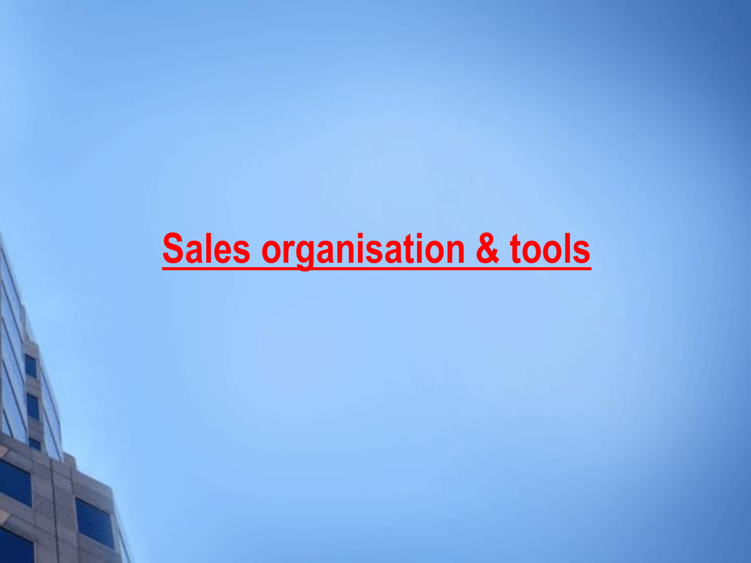# Sales organisation & tools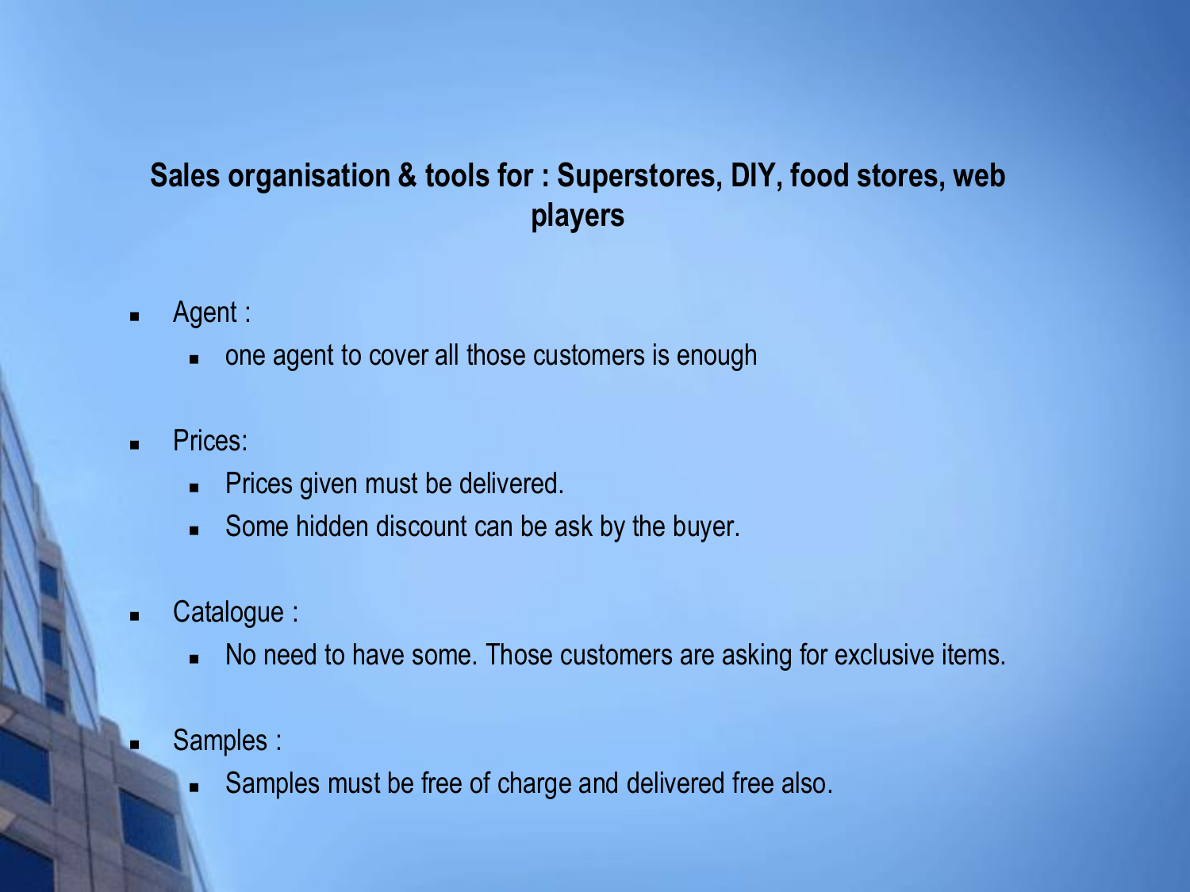## Sales organisation & tools for : Superstores, DIY, food stores, web players

- Agent :
  - one agent to cover all those customers is enough
- Prices:
  - Prices given must be delivered.
  - Some hidden discount can be ask by the buyer.
- Catalogue :
  - No need to have some. Those customers are asking for exclusive items.
- Samples :
  - Samples must be free of charge and delivered free also.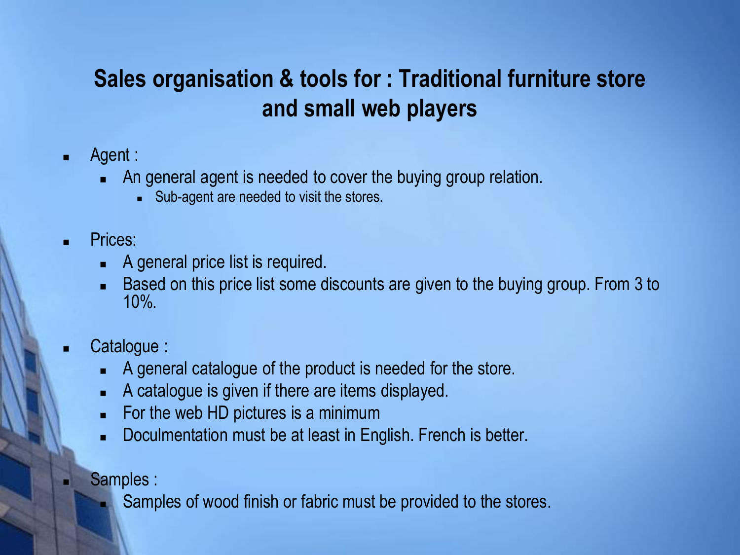# Sales organisation & tools for : Traditional furniture store and small web players

- Agent :
  - An general agent is needed to cover the buying group relation.
    - Sub-agent are needed to visit the stores.
- Prices:
  - A general price list is required.
  - Based on this price list some discounts are given to the buying group. From 3 to 10%.
- Catalogue :
  - A general catalogue of the product is needed for the store.
  - A catalogue is given if there are items displayed.
  - For the web HD pictures is a minimum
  - Doculmentation must be at least in English. French is better.
- Samples :
  - Samples of wood finish or fabric must be provided to the stores.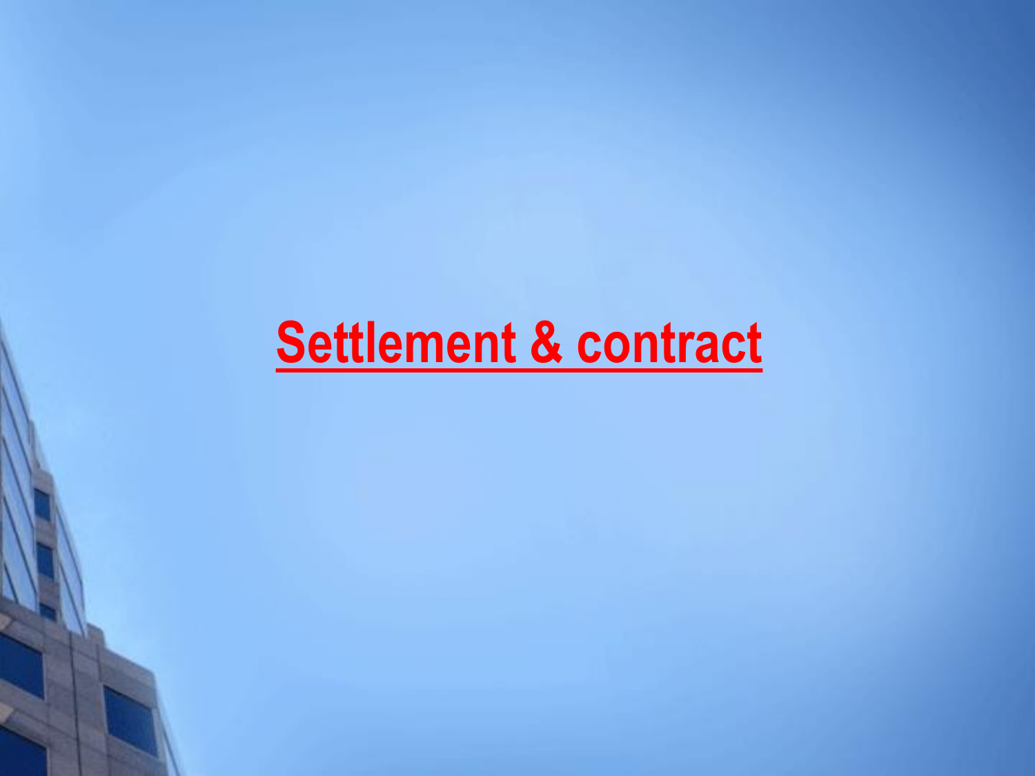# Settlement & contract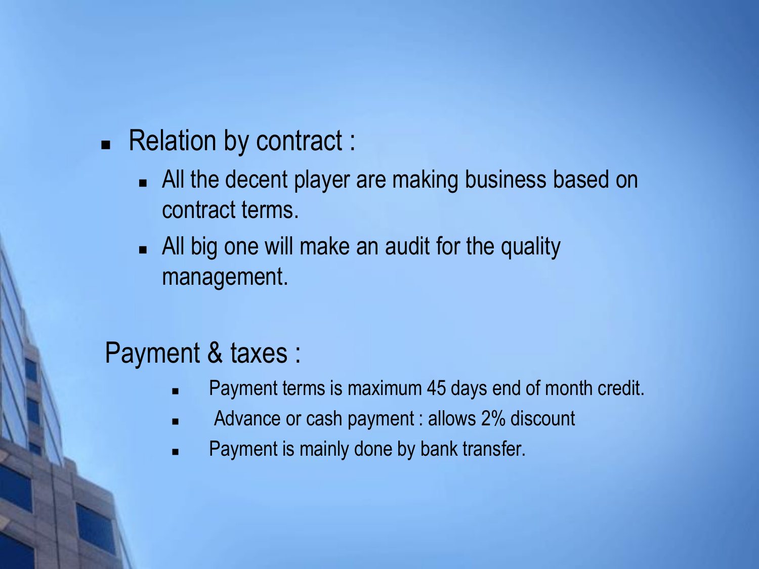- Relation by contract :
  - All the decent player are making business based on contract terms.
  - All big one will make an audit for the quality management.

Payment & taxes :

- Payment terms is maximum 45 days end of month credit.
- Advance or cash payment : allows 2% discount
- Payment is mainly done by bank transfer.